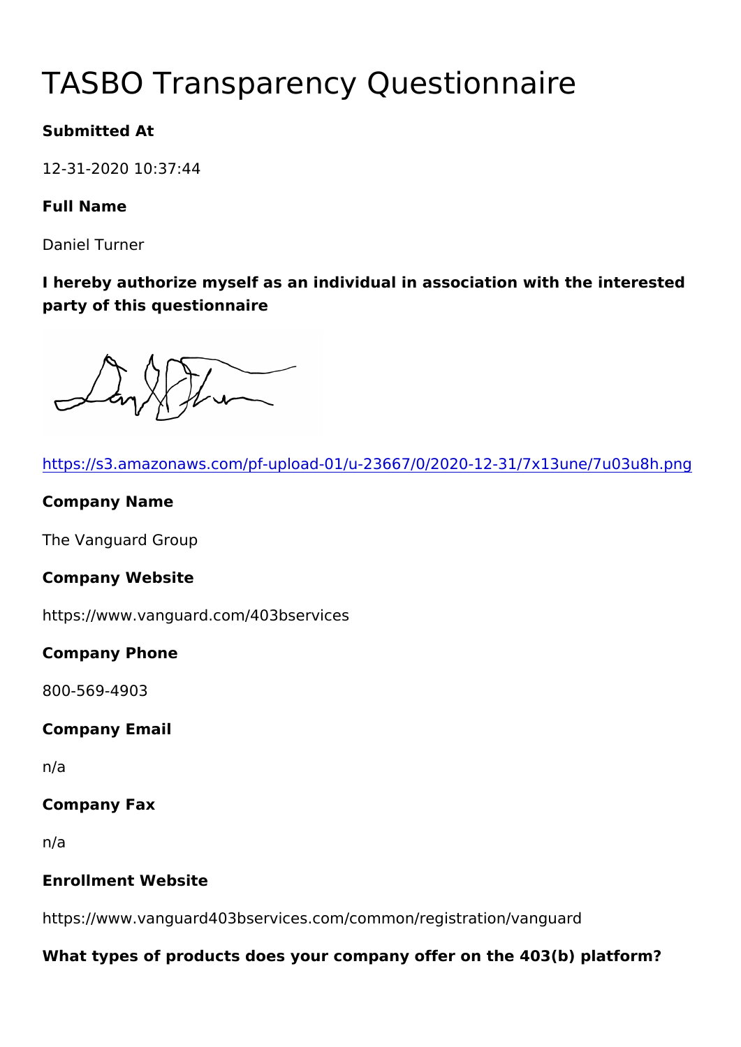# TASBO Transparency Questionnaire

**Submitted At**

12-31-2020 10:37:44

**Full Name**

Daniel Turner

**I hereby authorize myself as an individual in association with the interested party of this questionnaire**

https://s3.amazonaws.com/pf-upload-01/u-23667/0/2020-12-31/7x13une/7u03u8h.png

**Company Name**

The Vanguard Group

**Company Website**

https://www.vanguard.com/403bservices

**Company Phone**

800-569-4903

**Company Email**

n/a

**Company Fax**

n/a

**Enrollment Website**

https://www.vanguard403bservices.com/common/registration/vanguard

**What types of products does your company offer on the 403(b) platform?**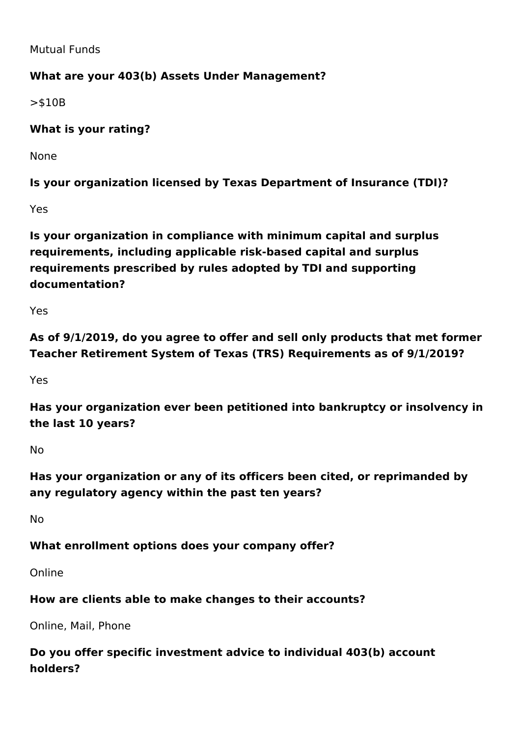Mutual Funds

**What are your 403(b) Assets Under Management?**

>$10B

**What is your rating?**

None

**Is your organization licensed by Texas Department of Insurance (TDI)?**

Yes

**Is your organization in compliance with minimum capital and surplus requirements, including applicable risk-based capital and surplus requirements prescribed by rules adopted by TDI and supporting documentation?**

Yes

**As of 9/1/2019, do you agree to offer and sell only products that met former Teacher Retirement System of Texas (TRS) Requirements as of 9/1/2019?**

Yes

**Has your organization ever been petitioned into bankruptcy or insolvency in the last 10 years?**

No

**Has your organization or any of its officers been cited, or reprimanded by any regulatory agency within the past ten years?**

No

**What enrollment options does your company offer?**

Online

**How are clients able to make changes to their accounts?**

Online, Mail, Phone

**Do you offer specific investment advice to individual 403(b) account holders?**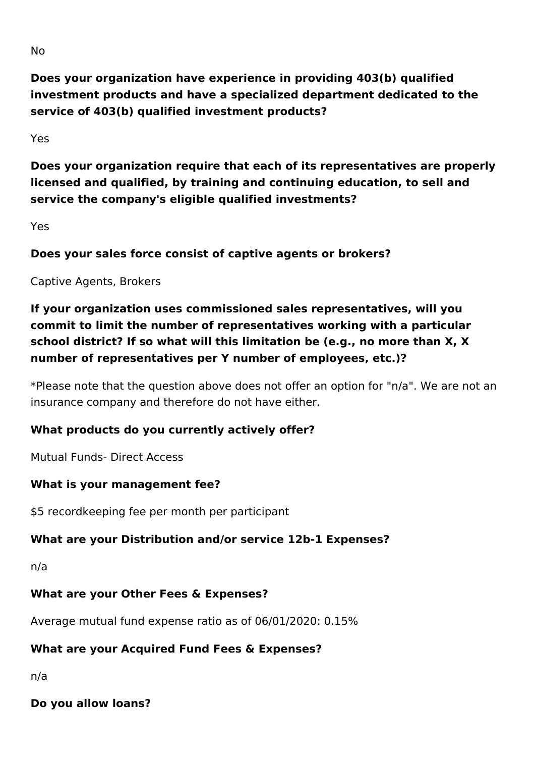No

**Does your organization have experience in providing 403(b) qualified investment products and have a specialized department dedicated to the service of 403(b) qualified investment products?**

Yes

**Does your organization require that each of its representatives are properly licensed and qualified, by training and continuing education, to sell and service the company's eligible qualified investments?**

Yes

**Does your sales force consist of captive agents or brokers?**

Captive Agents, Brokers

**If your organization uses commissioned sales representatives, will you commit to limit the number of representatives working with a particular school district? If so what will this limitation be (e.g., no more than X, X number of representatives per Y number of employees, etc.)?**

*Please note that the question above does not offer an option for "n/a". We are not an insurance company and therefore do not have either.

**What products do you currently actively offer?**

Mutual Funds- Direct Access

**What is your management fee?**

$5 recordkeeping fee per month per participant

**What are your Distribution and/or service 12b-1 Expenses?**

n/a

**What are your Other Fees & Expenses?**

Average mutual fund expense ratio as of 06/01/2020: 0.15%

**What are your Acquired Fund Fees & Expenses?**

n/a

**Do you allow loans?**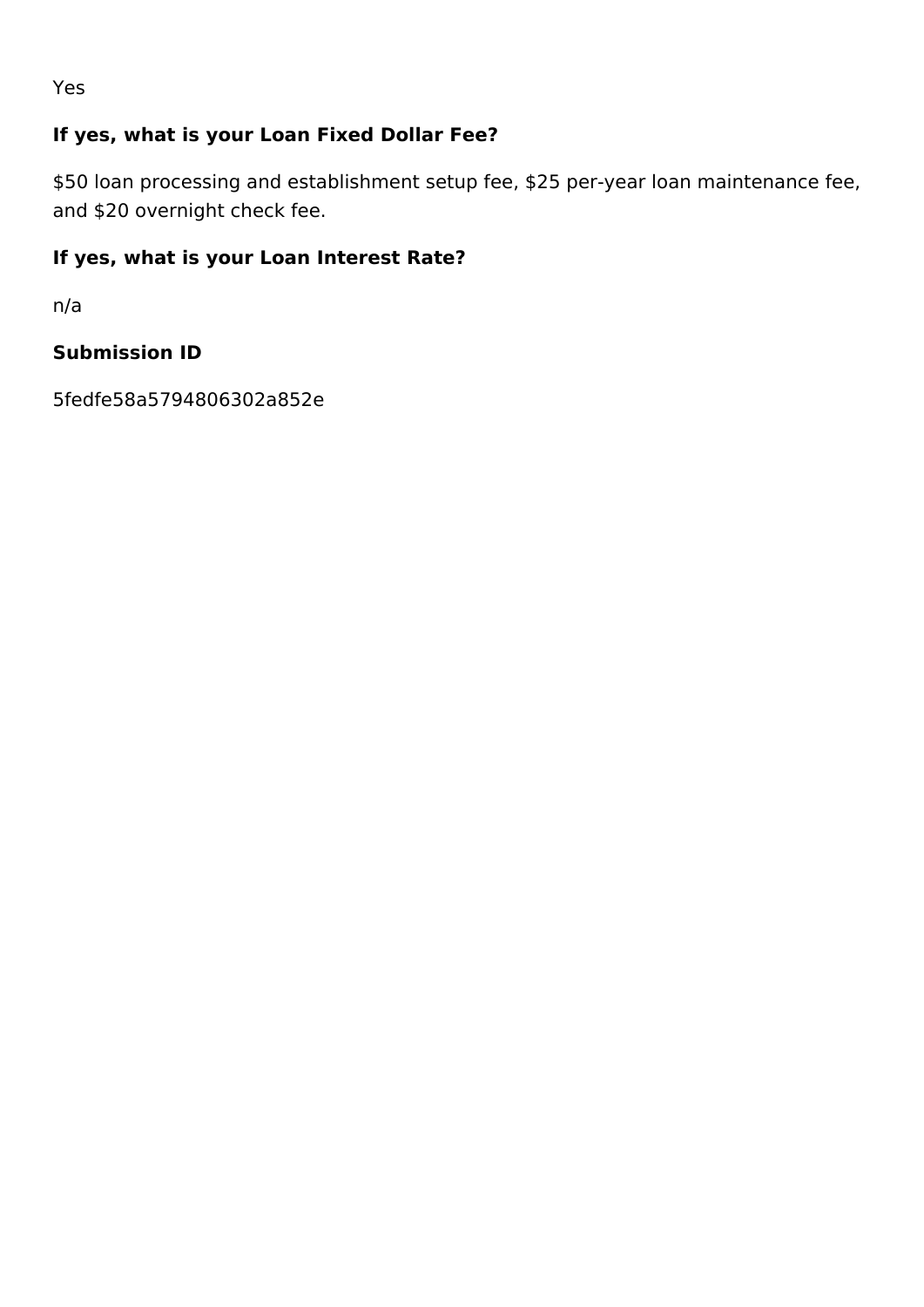Yes

**If yes, what is your Loan Fixed Dollar Fee?**

$50 loan processing and establishment setup fee, $25 per-year loan maintenance fee, and $20 overnight check fee.

**If yes, what is your Loan Interest Rate?**

n/a

**Submission ID**

5fedfe58a5794806302a852e